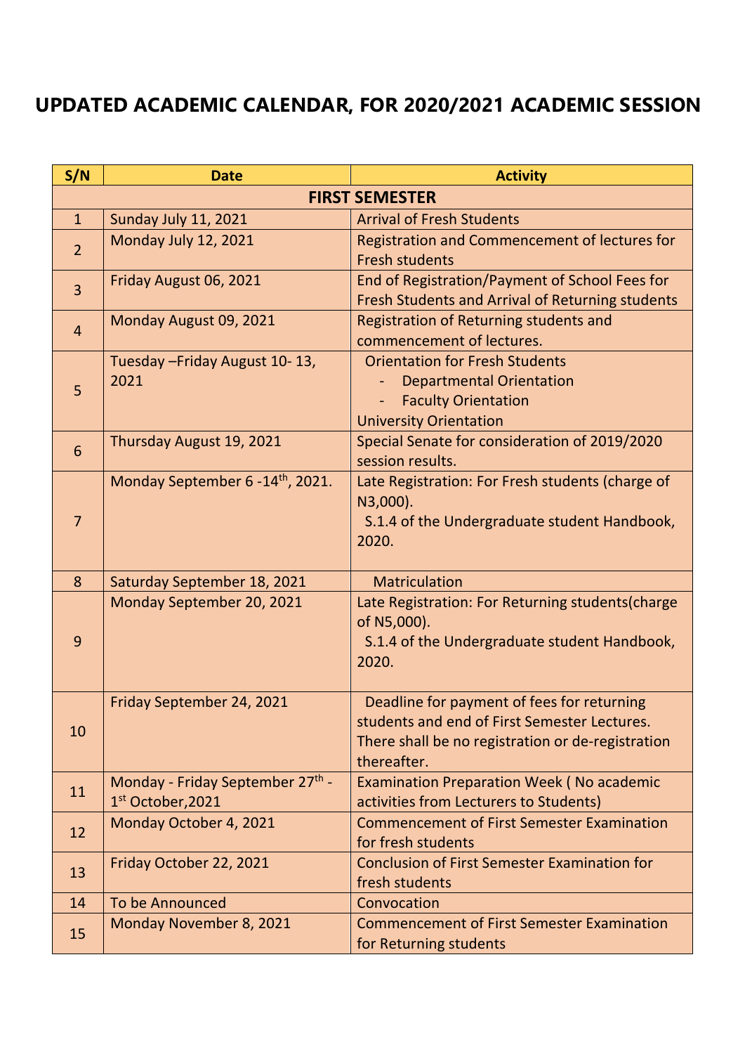# UPDATED ACADEMIC CALENDAR, FOR 2020/2021 ACADEMIC SESSION

| S/N | Date | Activity |
|---|---|---|
| **FIRST SEMESTER** | | |
| 1 | Sunday July 11, 2021 | Arrival of Fresh Students |
| 2 | Monday July 12, 2021 | Registration and Commencement of lectures for Fresh students |
| 3 | Friday August 06, 2021 | End of Registration/Payment of School Fees for Fresh Students and Arrival of Returning students |
| 4 | Monday August 09, 2021 | Registration of Returning students and commencement of lectures. |
| 5 | Tuesday –Friday August 10- 13, 2021 | Orientation for Fresh Students<br>- Departmental Orientation<br>- Faculty Orientation<br>University Orientation |
| 6 | Thursday August 19, 2021 | Special Senate for consideration of 2019/2020 session results. |
| 7 | Monday September 6 -14th, 2021. | Late Registration: For Fresh students (charge of N3,000).<br>S.1.4 of the Undergraduate student Handbook, 2020. |
| 8 | Saturday September 18, 2021 | Matriculation |
| 9 | Monday September 20, 2021 | Late Registration: For Returning students(charge of N5,000).<br>S.1.4 of the Undergraduate student Handbook, 2020. |
| 10 | Friday September 24, 2021 | Deadline for payment of fees for returning students and end of First Semester Lectures. There shall be no registration or de-registration thereafter. |
| 11 | Monday - Friday September 27th - 1st October,2021 | Examination Preparation Week ( No academic activities from Lecturers to Students) |
| 12 | Monday October 4, 2021 | Commencement of First Semester Examination for fresh students |
| 13 | Friday October 22, 2021 | Conclusion of First Semester Examination for fresh students |
| 14 | To be Announced | Convocation |
| 15 | Monday November 8, 2021 | Commencement of First Semester Examination for Returning students |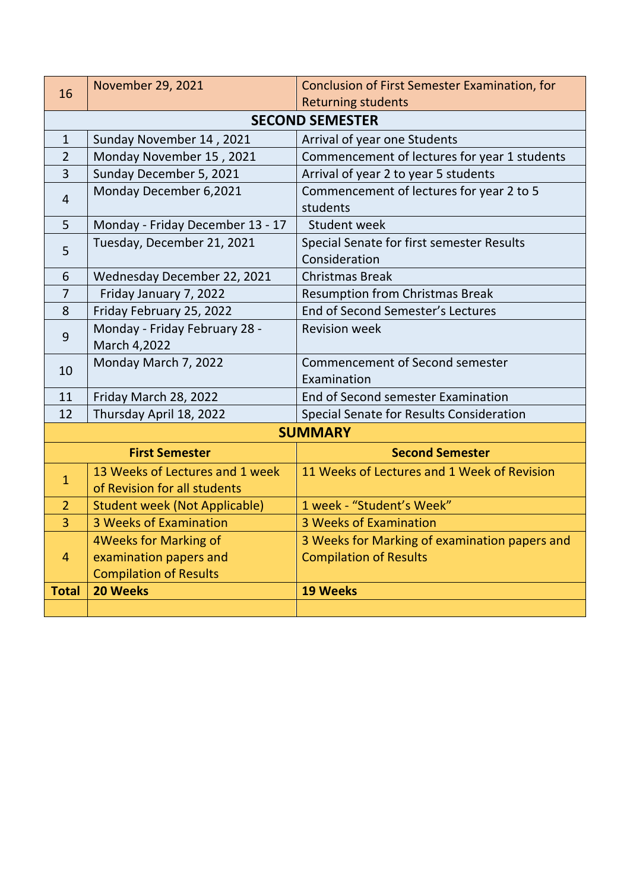| | | |
|---|---|---|
| 16 | November 29, 2021 | Conclusion of First Semester Examination, for Returning students |
| **SECOND SEMESTER** | | |
| 1 | Sunday November 14 , 2021 | Arrival of year one Students |
| 2 | Monday November 15 , 2021 | Commencement of lectures for year 1 students |
| 3 | Sunday December 5, 2021 | Arrival of year 2 to year 5 students |
| 4 | Monday December 6,2021 | Commencement of lectures for year 2 to 5 students |
| 5 | Monday - Friday December 13 - 17 | Student week |
| 5 | Tuesday, December 21, 2021 | Special Senate for first semester Results Consideration |
| 6 | Wednesday December 22, 2021 | Christmas Break |
| 7 | Friday January 7, 2022 | Resumption from Christmas Break |
| 8 | Friday February 25, 2022 | End of Second Semester's Lectures |
| 9 | Monday - Friday February 28 - March 4,2022 | Revision week |
| 10 | Monday March 7, 2022 | Commencement of Second semester Examination |
| 11 | Friday March 28, 2022 | End of Second semester Examination |
| 12 | Thursday April 18, 2022 | Special Senate for Results Consideration |

| **SUMMARY** | | |
|---|---|---|
| | **First Semester** | **Second Semester** |
| 1 | 13 Weeks of Lectures and 1 week of Revision for all students | 11 Weeks of Lectures and 1 Week of Revision |
| 2 | Student week (Not Applicable) | 1 week - "Student's Week" |
| 3 | 3 Weeks of Examination | 3 Weeks of Examination |
| 4 | 4Weeks for Marking of examination papers and Compilation of Results | 3 Weeks for Marking of examination papers and Compilation of Results |
| **Total** | **20 Weeks** | **19 Weeks** |
| | | |